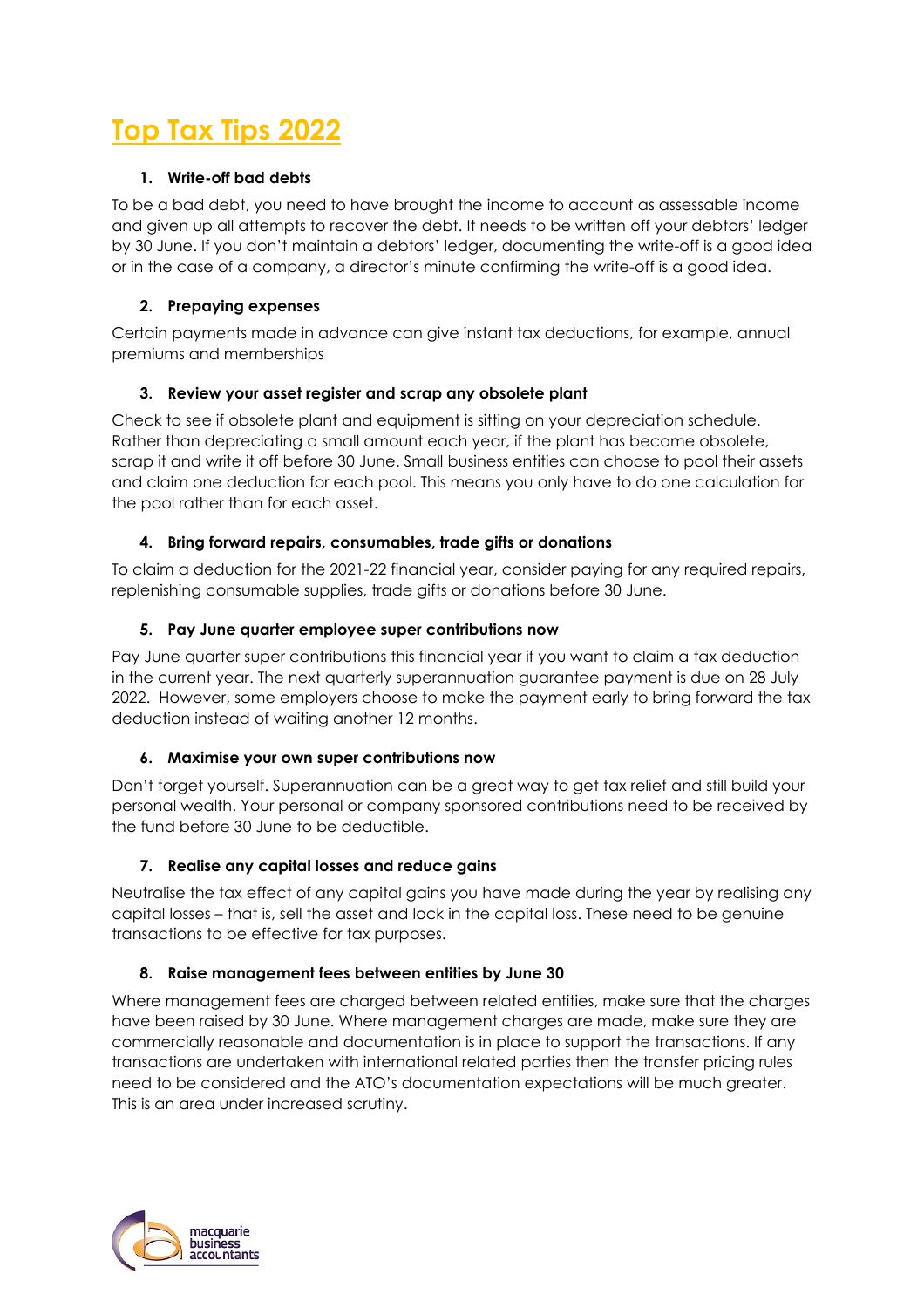# Top Tax Tips 2022

### 1. Write-off bad debts

To be a bad debt, you need to have brought the income to account as assessable income and given up all attempts to recover the debt. It needs to be written off your debtors' ledger by 30 June. If you don't maintain a debtors' ledger, documenting the write-off is a good idea or in the case of a company, a director's minute confirming the write-off is a good idea.

### 2. Prepaying expenses

Certain payments made in advance can give instant tax deductions, for example, annual premiums and memberships

### 3. Review your asset register and scrap any obsolete plant

Check to see if obsolete plant and equipment is sitting on your depreciation schedule. Rather than depreciating a small amount each year, if the plant has become obsolete, scrap it and write it off before 30 June. Small business entities can choose to pool their assets and claim one deduction for each pool. This means you only have to do one calculation for the pool rather than for each asset.

### 4. Bring forward repairs, consumables, trade gifts or donations

To claim a deduction for the 2021-22 financial year, consider paying for any required repairs, replenishing consumable supplies, trade gifts or donations before 30 June.

### 5. Pay June quarter employee super contributions now

Pay June quarter super contributions this financial year if you want to claim a tax deduction in the current year. The next quarterly superannuation guarantee payment is due on 28 July 2022. However, some employers choose to make the payment early to bring forward the tax deduction instead of waiting another 12 months.

### 6. Maximise your own super contributions now

Don't forget yourself. Superannuation can be a great way to get tax relief and still build your personal wealth. Your personal or company sponsored contributions need to be received by the fund before 30 June to be deductible.

### 7. Realise any capital losses and reduce gains

Neutralise the tax effect of any capital gains you have made during the year by realising any capital losses – that is, sell the asset and lock in the capital loss. These need to be genuine transactions to be effective for tax purposes.

### 8. Raise management fees between entities by June 30

Where management fees are charged between related entities, make sure that the charges have been raised by 30 June. Where management charges are made, make sure they are commercially reasonable and documentation is in place to support the transactions. If any transactions are undertaken with international related parties then the transfer pricing rules need to be considered and the ATO's documentation expectations will be much greater. This is an area under increased scrutiny.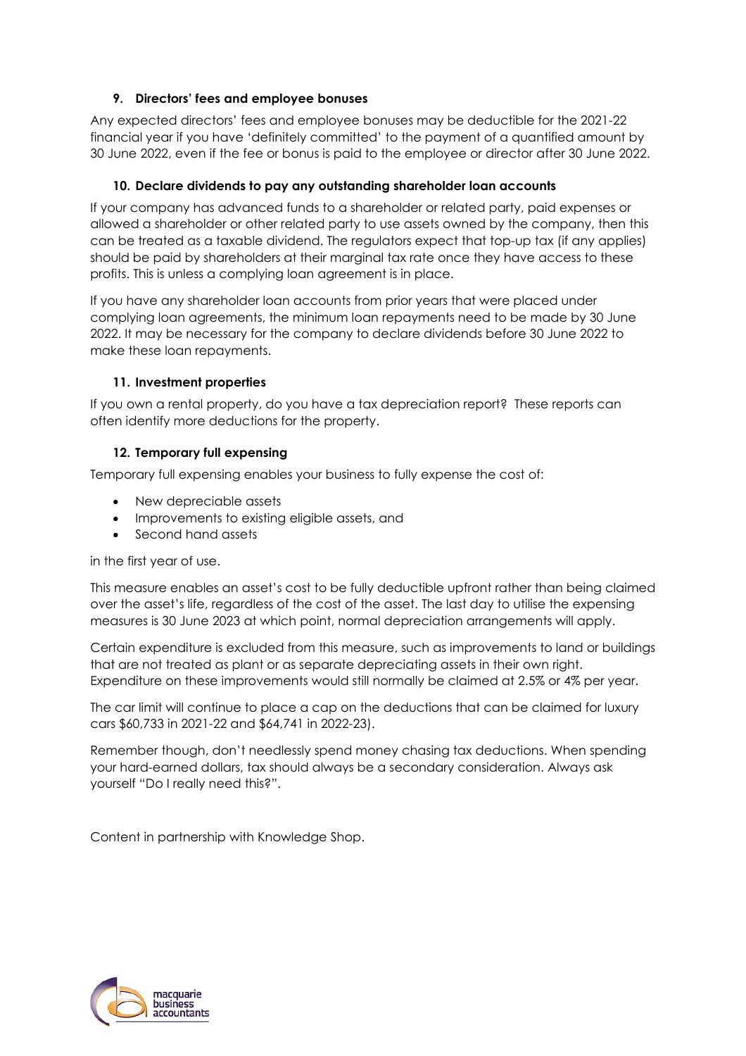### 9. Directors' fees and employee bonuses

Any expected directors' fees and employee bonuses may be deductible for the 2021-22 financial year if you have 'definitely committed' to the payment of a quantified amount by 30 June 2022, even if the fee or bonus is paid to the employee or director after 30 June 2022.

### 10. Declare dividends to pay any outstanding shareholder loan accounts

If your company has advanced funds to a shareholder or related party, paid expenses or allowed a shareholder or other related party to use assets owned by the company, then this can be treated as a taxable dividend. The regulators expect that top-up tax (if any applies) should be paid by shareholders at their marginal tax rate once they have access to these profits. This is unless a complying loan agreement is in place.

If you have any shareholder loan accounts from prior years that were placed under complying loan agreements, the minimum loan repayments need to be made by 30 June 2022. It may be necessary for the company to declare dividends before 30 June 2022 to make these loan repayments.

### 11. Investment properties

If you own a rental property, do you have a tax depreciation report? These reports can often identify more deductions for the property.

### 12. Temporary full expensing

Temporary full expensing enables your business to fully expense the cost of:

- New depreciable assets
- Improvements to existing eligible assets, and
- Second hand assets

in the first year of use.

This measure enables an asset's cost to be fully deductible upfront rather than being claimed over the asset's life, regardless of the cost of the asset. The last day to utilise the expensing measures is 30 June 2023 at which point, normal depreciation arrangements will apply.

Certain expenditure is excluded from this measure, such as improvements to land or buildings that are not treated as plant or as separate depreciating assets in their own right. Expenditure on these improvements would still normally be claimed at 2.5% or 4% per year.

The car limit will continue to place a cap on the deductions that can be claimed for luxury cars $60,733 in 2021-22 and $64,741 in 2022-23).

Remember though, don't needlessly spend money chasing tax deductions. When spending your hard-earned dollars, tax should always be a secondary consideration. Always ask yourself "Do I really need this?".

Content in partnership with Knowledge Shop.

macquarie business accountants